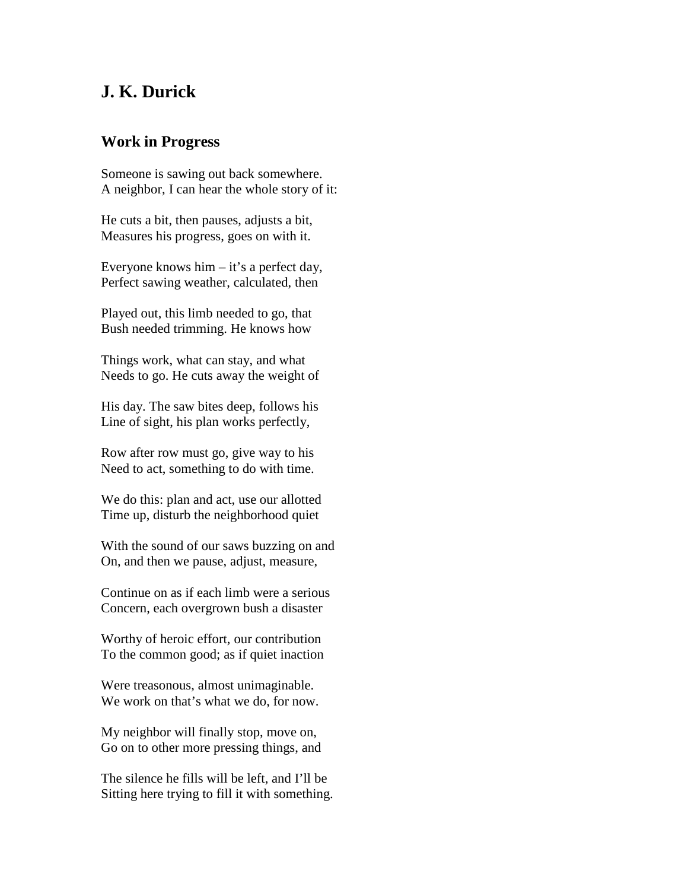# J. K. Durick

## Work in Progress

Someone is sawing out back somewhere.
A neighbor, I can hear the whole story of it:

He cuts a bit, then pauses, adjusts a bit,
Measures his progress, goes on with it.

Everyone knows him – it's a perfect day,
Perfect sawing weather, calculated, then

Played out, this limb needed to go, that
Bush needed trimming. He knows how

Things work, what can stay, and what
Needs to go. He cuts away the weight of

His day. The saw bites deep, follows his
Line of sight, his plan works perfectly,

Row after row must go, give way to his
Need to act, something to do with time.

We do this: plan and act, use our allotted
Time up, disturb the neighborhood quiet

With the sound of our saws buzzing on and
On, and then we pause, adjust, measure,

Continue on as if each limb were a serious
Concern, each overgrown bush a disaster

Worthy of heroic effort, our contribution
To the common good; as if quiet inaction

Were treasonous, almost unimaginable.
We work on that's what we do, for now.

My neighbor will finally stop, move on,
Go on to other more pressing things, and

The silence he fills will be left, and I'll be
Sitting here trying to fill it with something.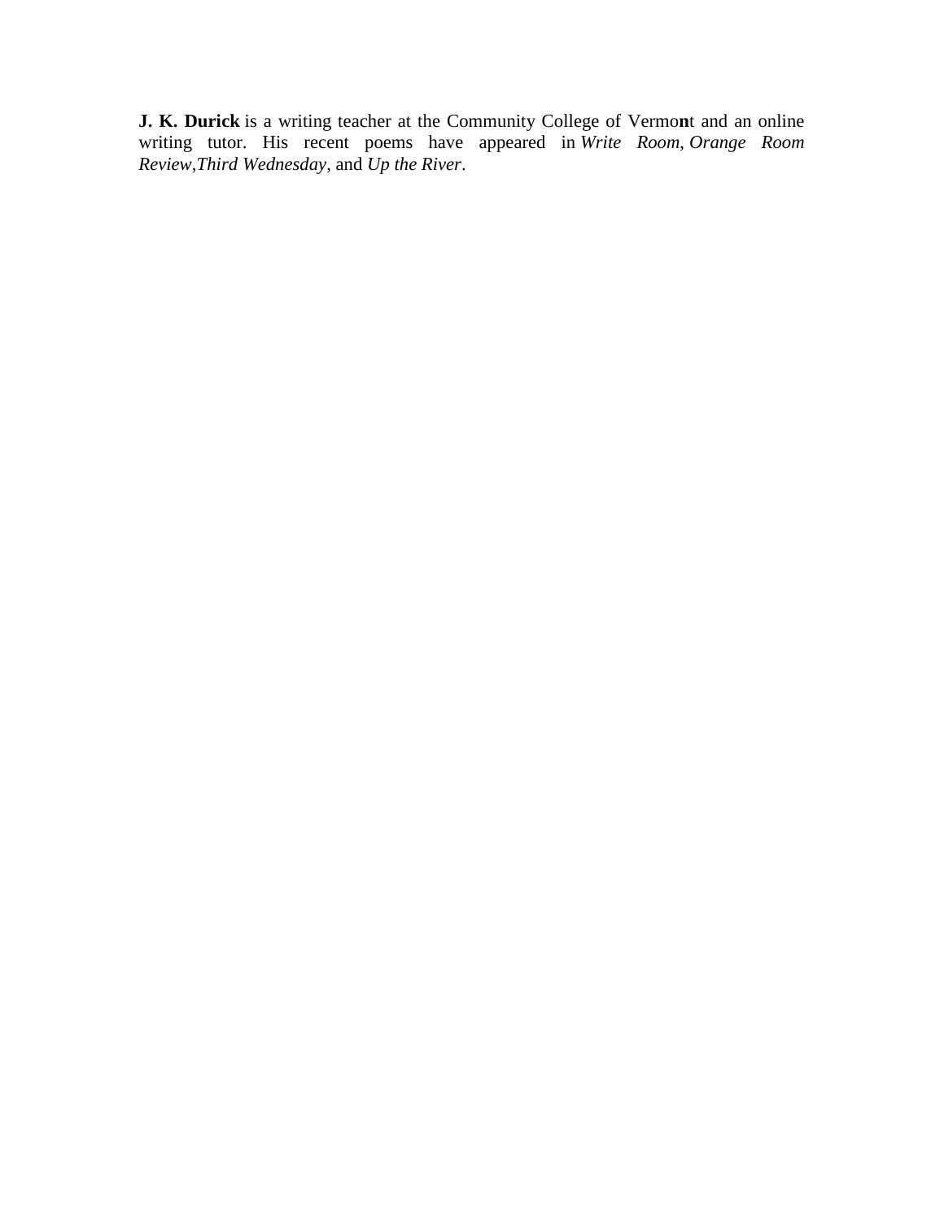**J. K. Durick** is a writing teacher at the Community College of Vermont and an online writing tutor. His recent poems have appeared in *Write Room*, *Orange Room Review*,*Third Wednesday*, and *Up the River*.